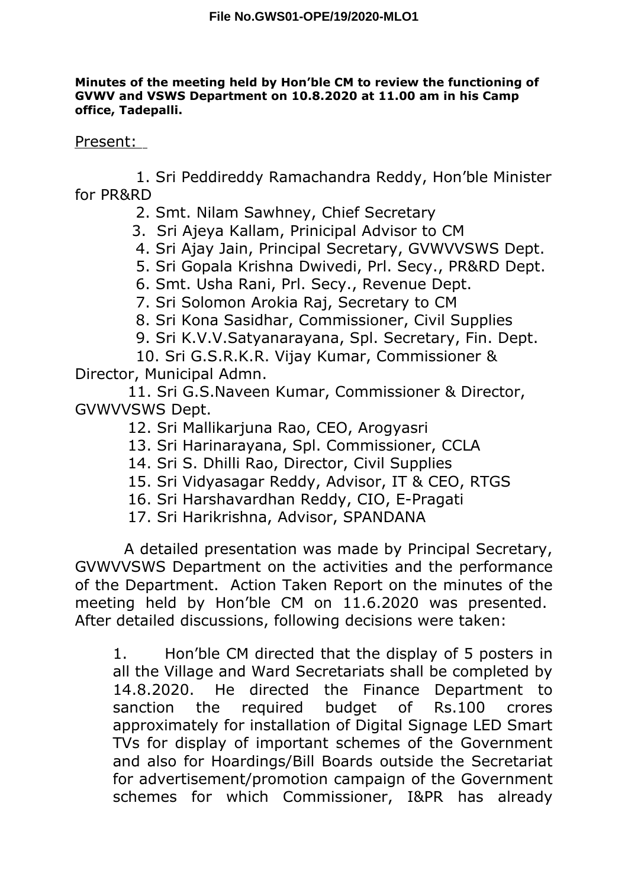**File No.GWS01-OPE/19/2020-MLO1**

**Minutes of the meeting held by Hon'ble CM to review the functioning of GVWV and VSWS Department on 10.8.2020 at 11.00 am in his Camp office, Tadepalli.**

Present:

1. Sri Peddireddy Ramachandra Reddy, Hon'ble Minister for PR&RD
2. Smt. Nilam Sawhney, Chief Secretary
3. Sri Ajeya Kallam, Prinicipal Advisor to CM
4. Sri Ajay Jain, Principal Secretary, GVWVVSWS Dept.
5. Sri Gopala Krishna Dwivedi, Prl. Secy., PR&RD Dept.
6. Smt. Usha Rani, Prl. Secy., Revenue Dept.
7. Sri Solomon Arokia Raj, Secretary to CM
8. Sri Kona Sasidhar, Commissioner, Civil Supplies
9. Sri K.V.V.Satyanarayana, Spl. Secretary, Fin. Dept.
10. Sri G.S.R.K.R. Vijay Kumar, Commissioner & Director, Municipal Admn.
11. Sri G.S.Naveen Kumar, Commissioner & Director, GVWVVSWS Dept.
12. Sri Mallikarjuna Rao, CEO, Arogyasri
13. Sri Harinarayana, Spl. Commissioner, CCLA
14. Sri S. Dhilli Rao, Director, Civil Supplies
15. Sri Vidyasagar Reddy, Advisor, IT & CEO, RTGS
16. Sri Harshavardhan Reddy, CIO, E-Pragati
17. Sri Harikrishna, Advisor, SPANDANA

A detailed presentation was made by Principal Secretary, GVWVVSWS Department on the activities and the performance of the Department. Action Taken Report on the minutes of the meeting held by Hon'ble CM on 11.6.2020 was presented. After detailed discussions, following decisions were taken:

1. Hon'ble CM directed that the display of 5 posters in all the Village and Ward Secretariats shall be completed by 14.8.2020. He directed the Finance Department to sanction the required budget of Rs.100 crores approximately for installation of Digital Signage LED Smart TVs for display of important schemes of the Government and also for Hoardings/Bill Boards outside the Secretariat for advertisement/promotion campaign of the Government schemes for which Commissioner, I&PR has already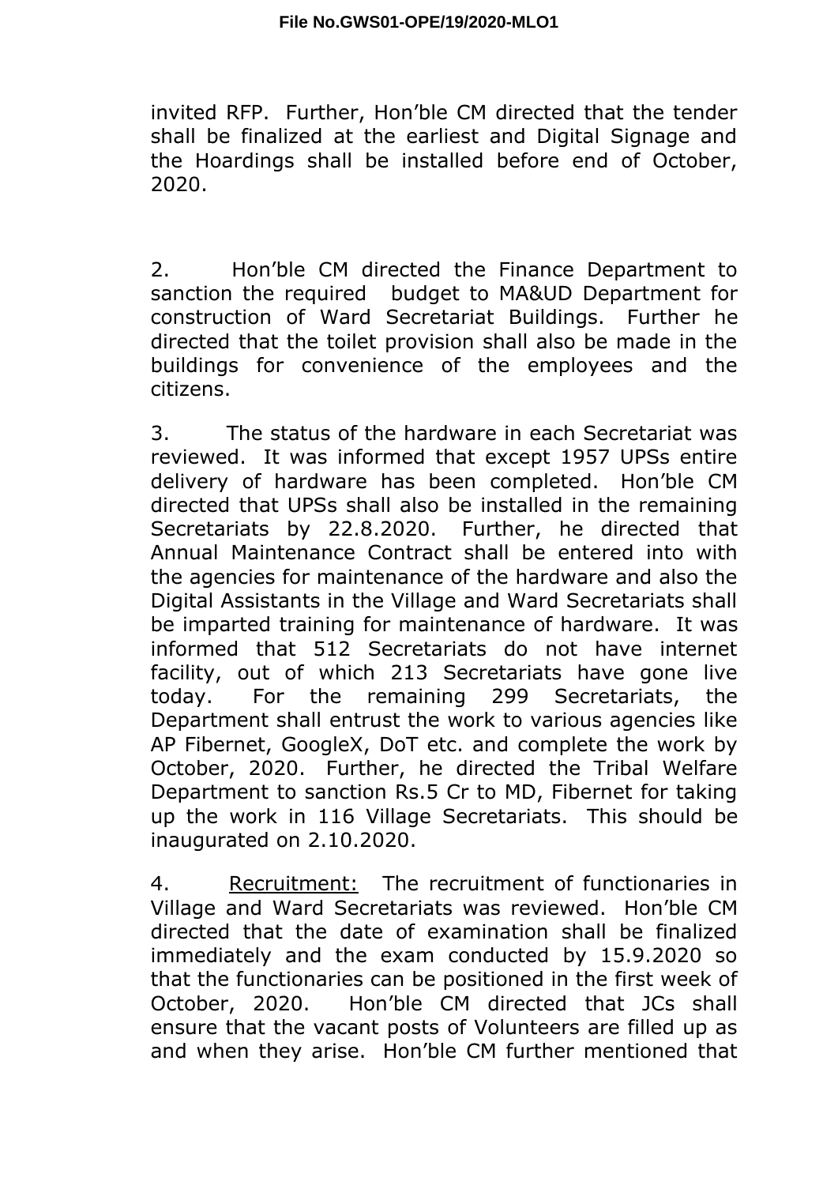invited RFP. Further, Hon'ble CM directed that the tender shall be finalized at the earliest and Digital Signage and the Hoardings shall be installed before end of October, 2020.

2. Hon'ble CM directed the Finance Department to sanction the required budget to MA&UD Department for construction of Ward Secretariat Buildings. Further he directed that the toilet provision shall also be made in the buildings for convenience of the employees and the citizens.

3. The status of the hardware in each Secretariat was reviewed. It was informed that except 1957 UPSs entire delivery of hardware has been completed. Hon'ble CM directed that UPSs shall also be installed in the remaining Secretariats by 22.8.2020. Further, he directed that Annual Maintenance Contract shall be entered into with the agencies for maintenance of the hardware and also the Digital Assistants in the Village and Ward Secretariats shall be imparted training for maintenance of hardware. It was informed that 512 Secretariats do not have internet facility, out of which 213 Secretariats have gone live today. For the remaining 299 Secretariats, the Department shall entrust the work to various agencies like AP Fibernet, GoogleX, DoT etc. and complete the work by October, 2020. Further, he directed the Tribal Welfare Department to sanction Rs.5 Cr to MD, Fibernet for taking up the work in 116 Village Secretariats. This should be inaugurated on 2.10.2020.

4. <u>Recruitment:</u> The recruitment of functionaries in Village and Ward Secretariats was reviewed. Hon'ble CM directed that the date of examination shall be finalized immediately and the exam conducted by 15.9.2020 so that the functionaries can be positioned in the first week of October, 2020. Hon'ble CM directed that JCs shall ensure that the vacant posts of Volunteers are filled up as and when they arise. Hon'ble CM further mentioned that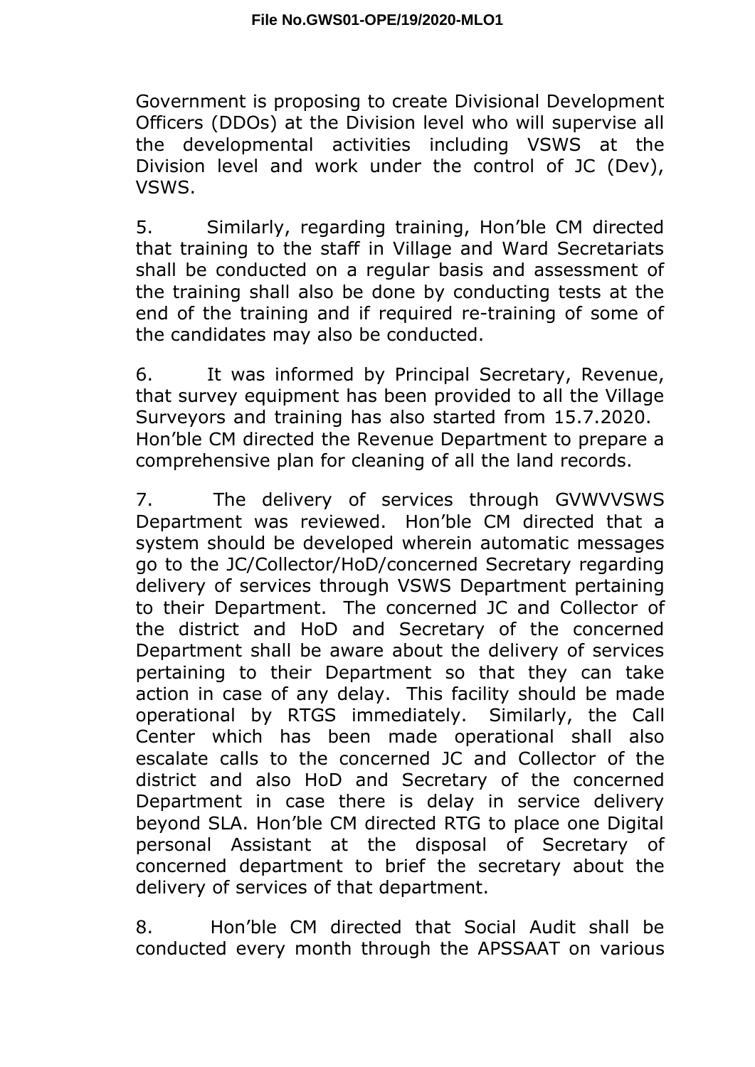Government is proposing to create Divisional Development Officers (DDOs) at the Division level who will supervise all the developmental activities including VSWS at the Division level and work under the control of JC (Dev), VSWS.

5. Similarly, regarding training, Hon'ble CM directed that training to the staff in Village and Ward Secretariats shall be conducted on a regular basis and assessment of the training shall also be done by conducting tests at the end of the training and if required re-training of some of the candidates may also be conducted.

6. It was informed by Principal Secretary, Revenue, that survey equipment has been provided to all the Village Surveyors and training has also started from 15.7.2020. Hon'ble CM directed the Revenue Department to prepare a comprehensive plan for cleaning of all the land records.

7. The delivery of services through GVWVVSWS Department was reviewed. Hon'ble CM directed that a system should be developed wherein automatic messages go to the JC/Collector/HoD/concerned Secretary regarding delivery of services through VSWS Department pertaining to their Department. The concerned JC and Collector of the district and HoD and Secretary of the concerned Department shall be aware about the delivery of services pertaining to their Department so that they can take action in case of any delay. This facility should be made operational by RTGS immediately. Similarly, the Call Center which has been made operational shall also escalate calls to the concerned JC and Collector of the district and also HoD and Secretary of the concerned Department in case there is delay in service delivery beyond SLA. Hon'ble CM directed RTG to place one Digital personal Assistant at the disposal of Secretary of concerned department to brief the secretary about the delivery of services of that department.

8. Hon'ble CM directed that Social Audit shall be conducted every month through the APSSAAT on various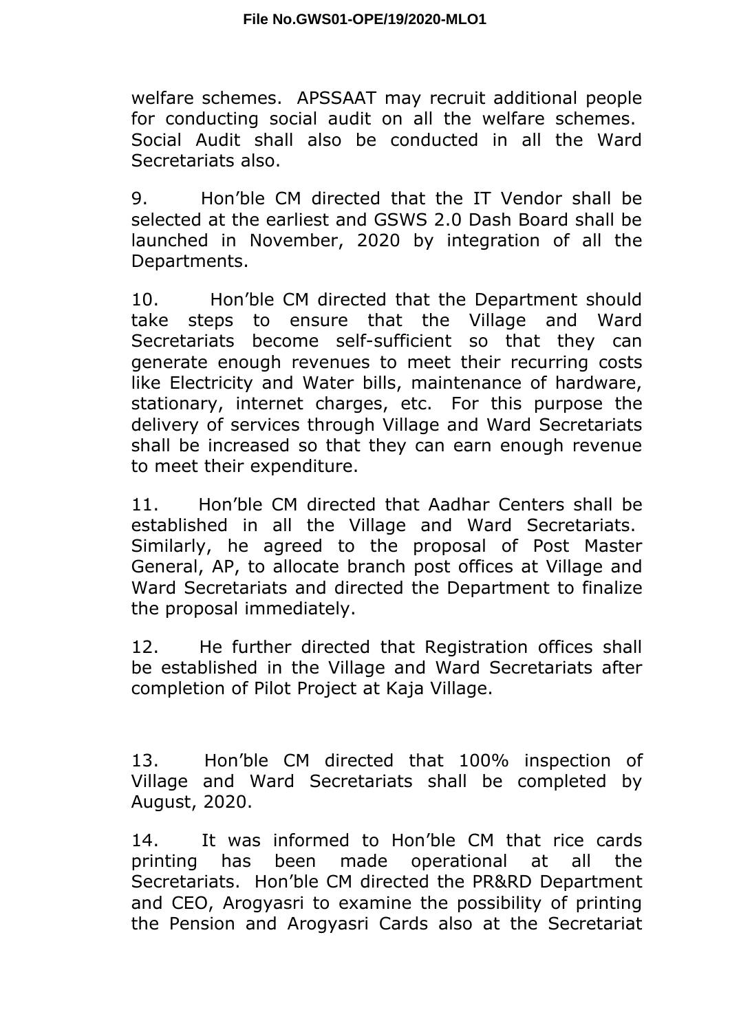welfare schemes. APSSAAT may recruit additional people for conducting social audit on all the welfare schemes. Social Audit shall also be conducted in all the Ward Secretariats also.

9. Hon'ble CM directed that the IT Vendor shall be selected at the earliest and GSWS 2.0 Dash Board shall be launched in November, 2020 by integration of all the Departments.

10. Hon'ble CM directed that the Department should take steps to ensure that the Village and Ward Secretariats become self-sufficient so that they can generate enough revenues to meet their recurring costs like Electricity and Water bills, maintenance of hardware, stationary, internet charges, etc. For this purpose the delivery of services through Village and Ward Secretariats shall be increased so that they can earn enough revenue to meet their expenditure.

11. Hon'ble CM directed that Aadhar Centers shall be established in all the Village and Ward Secretariats. Similarly, he agreed to the proposal of Post Master General, AP, to allocate branch post offices at Village and Ward Secretariats and directed the Department to finalize the proposal immediately.

12. He further directed that Registration offices shall be established in the Village and Ward Secretariats after completion of Pilot Project at Kaja Village.

13. Hon'ble CM directed that 100% inspection of Village and Ward Secretariats shall be completed by August, 2020.

14. It was informed to Hon'ble CM that rice cards printing has been made operational at all the Secretariats. Hon'ble CM directed the PR&RD Department and CEO, Arogyasri to examine the possibility of printing the Pension and Arogyasri Cards also at the Secretariat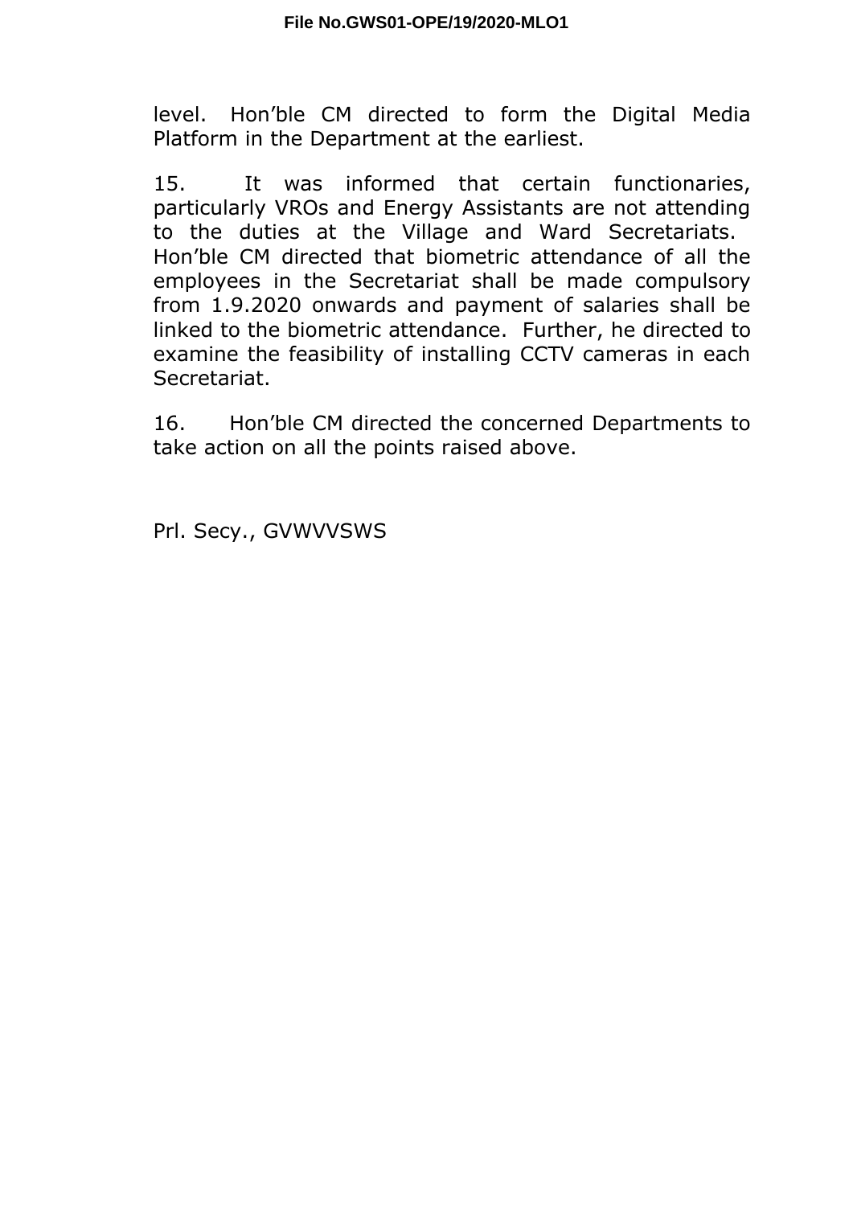level. Hon'ble CM directed to form the Digital Media Platform in the Department at the earliest.

15. It was informed that certain functionaries, particularly VROs and Energy Assistants are not attending to the duties at the Village and Ward Secretariats. Hon'ble CM directed that biometric attendance of all the employees in the Secretariat shall be made compulsory from 1.9.2020 onwards and payment of salaries shall be linked to the biometric attendance. Further, he directed to examine the feasibility of installing CCTV cameras in each Secretariat.

16. Hon'ble CM directed the concerned Departments to take action on all the points raised above.

Prl. Secy., GVWVVSWS